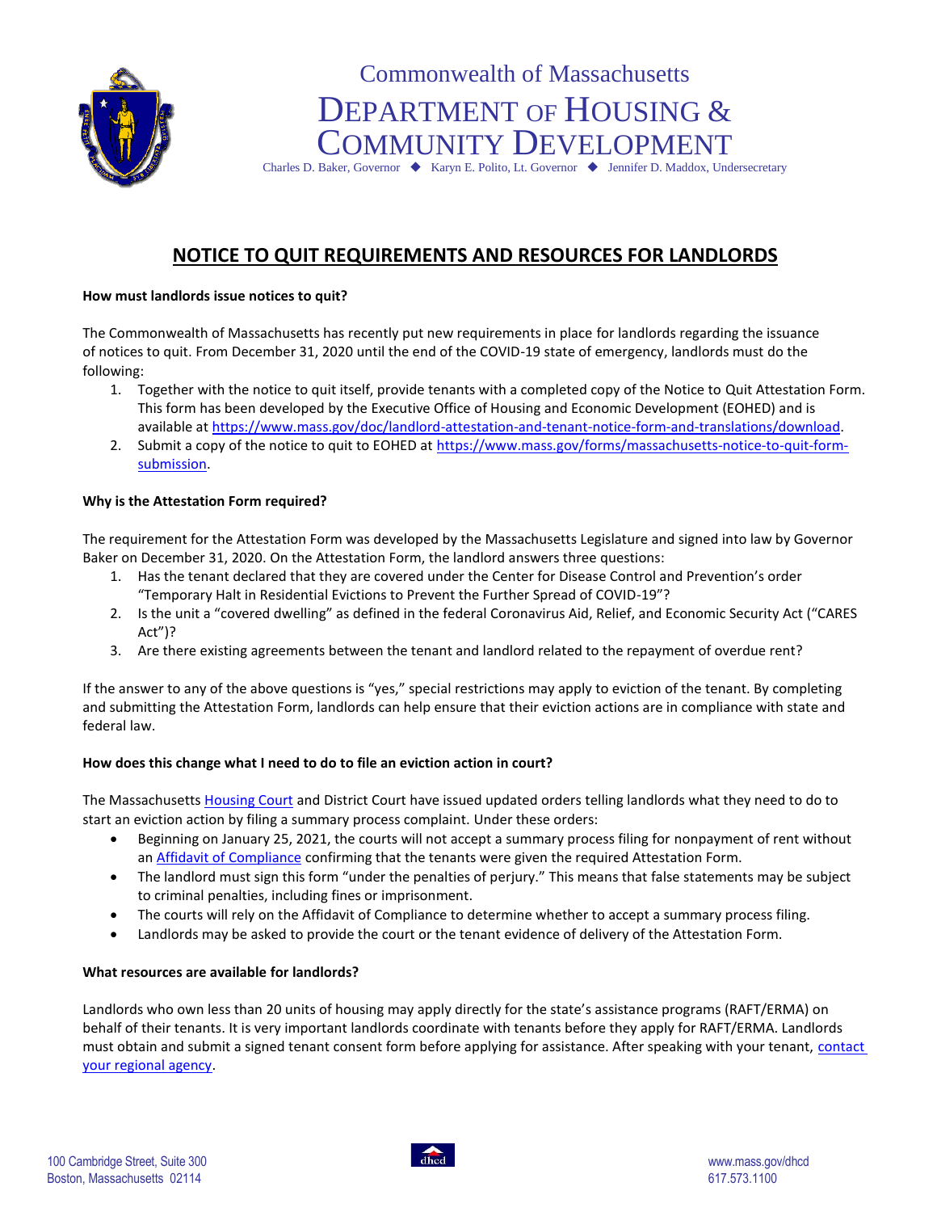Commonwealth of Massachusetts

DEPARTMENT OF HOUSING & COMMUNITY DEVELOPMENT

Charles D. Baker, Governor ◆ Karyn E. Polito, Lt. Governor ◆ Jennifer D. Maddox, Undersecretary

# NOTICE TO QUIT REQUIREMENTS AND RESOURCES FOR LANDLORDS

**How must landlords issue notices to quit?**

The Commonwealth of Massachusetts has recently put new requirements in place for landlords regarding the issuance of notices to quit. From December 31, 2020 until the end of the COVID-19 state of emergency, landlords must do the following:

1. Together with the notice to quit itself, provide tenants with a completed copy of the Notice to Quit Attestation Form. This form has been developed by the Executive Office of Housing and Economic Development (EOHED) and is available at https://www.mass.gov/doc/landlord-attestation-and-tenant-notice-form-and-translations/download.
2. Submit a copy of the notice to quit to EOHED at https://www.mass.gov/forms/massachusetts-notice-to-quit-form-submission.

**Why is the Attestation Form required?**

The requirement for the Attestation Form was developed by the Massachusetts Legislature and signed into law by Governor Baker on December 31, 2020. On the Attestation Form, the landlord answers three questions:

1. Has the tenant declared that they are covered under the Center for Disease Control and Prevention's order "Temporary Halt in Residential Evictions to Prevent the Further Spread of COVID-19"?
2. Is the unit a "covered dwelling" as defined in the federal Coronavirus Aid, Relief, and Economic Security Act ("CARES Act")?
3. Are there existing agreements between the tenant and landlord related to the repayment of overdue rent?

If the answer to any of the above questions is "yes," special restrictions may apply to eviction of the tenant. By completing and submitting the Attestation Form, landlords can help ensure that their eviction actions are in compliance with state and federal law.

**How does this change what I need to do to file an eviction action in court?**

The Massachusetts Housing Court and District Court have issued updated orders telling landlords what they need to do to start an eviction action by filing a summary process complaint. Under these orders:

- Beginning on January 25, 2021, the courts will not accept a summary process filing for nonpayment of rent without an Affidavit of Compliance confirming that the tenants were given the required Attestation Form.
- The landlord must sign this form "under the penalties of perjury." This means that false statements may be subject to criminal penalties, including fines or imprisonment.
- The courts will rely on the Affidavit of Compliance to determine whether to accept a summary process filing.
- Landlords may be asked to provide the court or the tenant evidence of delivery of the Attestation Form.

**What resources are available for landlords?**

Landlords who own less than 20 units of housing may apply directly for the state's assistance programs (RAFT/ERMA) on behalf of their tenants. It is very important landlords coordinate with tenants before they apply for RAFT/ERMA. Landlords must obtain and submit a signed tenant consent form before applying for assistance. After speaking with your tenant, contact your regional agency.

100 Cambridge Street, Suite 300
Boston, Massachusetts 02114

www.mass.gov/dhcd
617.573.1100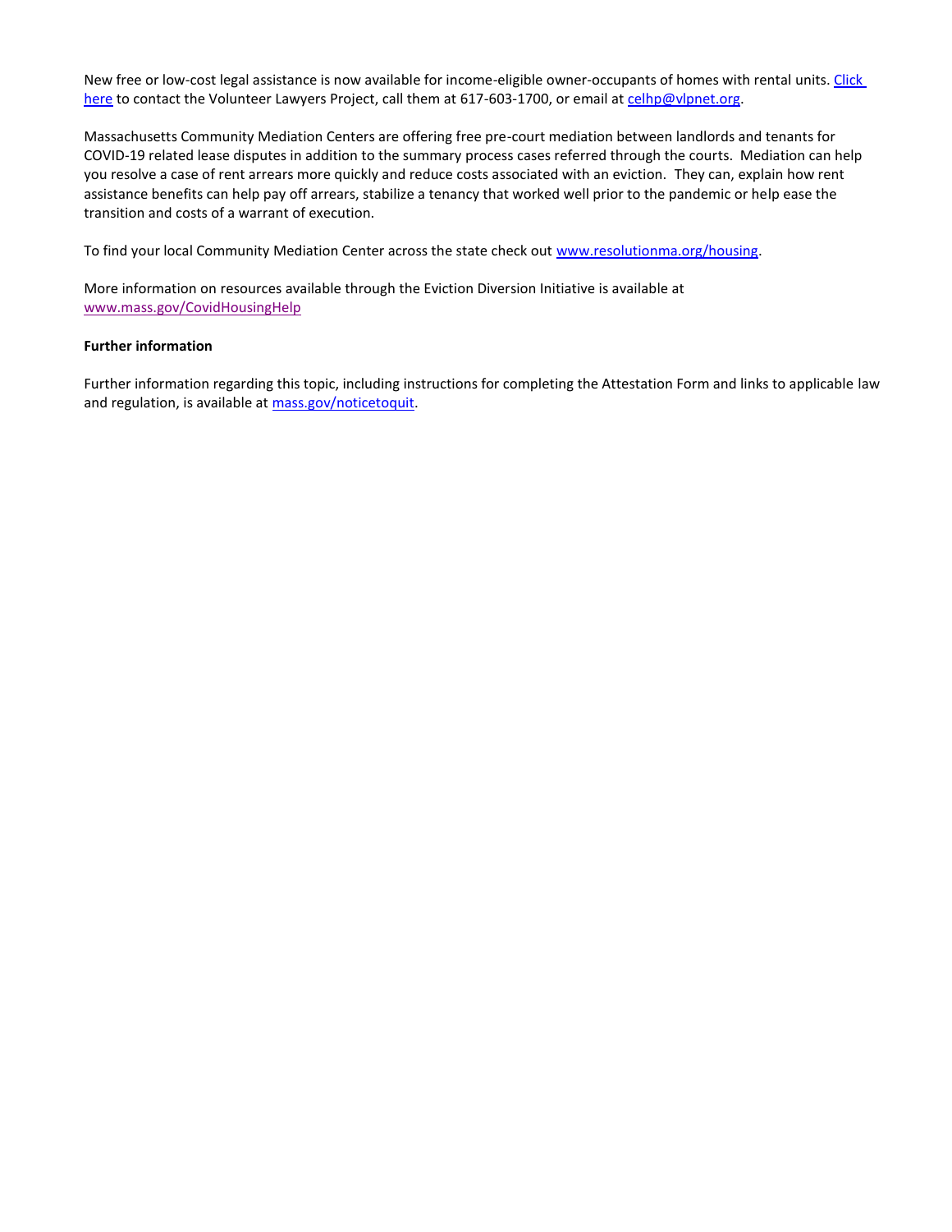New free or low-cost legal assistance is now available for income-eligible owner-occupants of homes with rental units. [Click here](#) to contact the Volunteer Lawyers Project, call them at 617-603-1700, or email at [celhp@vlpnet.org](mailto:celhp@vlpnet.org).

Massachusetts Community Mediation Centers are offering free pre-court mediation between landlords and tenants for COVID-19 related lease disputes in addition to the summary process cases referred through the courts. Mediation can help you resolve a case of rent arrears more quickly and reduce costs associated with an eviction. They can, explain how rent assistance benefits can help pay off arrears, stabilize a tenancy that worked well prior to the pandemic or help ease the transition and costs of a warrant of execution.

To find your local Community Mediation Center across the state check out [www.resolutionma.org/housing](www.resolutionma.org/housing).

More information on resources available through the Eviction Diversion Initiative is available at [www.mass.gov/CovidHousingHelp](www.mass.gov/CovidHousingHelp)

**Further information**

Further information regarding this topic, including instructions for completing the Attestation Form and links to applicable law and regulation, is available at [mass.gov/noticetoquit](mass.gov/noticetoquit).